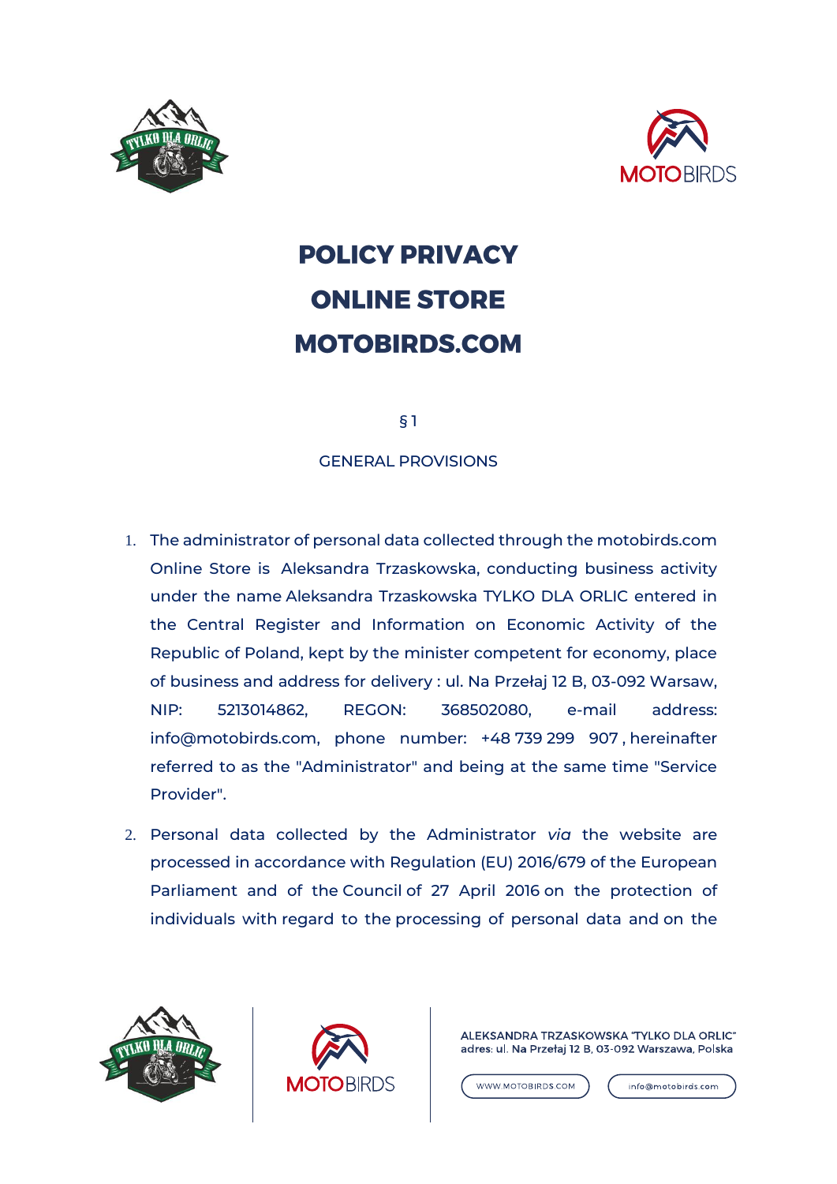# POLICY PRIVACY
# ONLINE STORE
# MOTOBIRDS.COM

§ 1

GENERAL PROVISIONS

1. The administrator of personal data collected through the motobirds.com Online Store is Aleksandra Trzaskowska, conducting business activity under the name Aleksandra Trzaskowska TYLKO DLA ORLIC entered in the Central Register and Information on Economic Activity of the Republic of Poland, kept by the minister competent for economy, place of business and address for delivery : ul. Na Przełaj 12 B, 03-092 Warsaw, NIP: 5213014862, REGON: 368502080, e-mail address: info@motobirds.com, phone number: +48 739 299 907 , hereinafter referred to as the "Administrator" and being at the same time "Service Provider".
2. Personal data collected by the Administrator *via* the website are processed in accordance with Regulation (EU) 2016/679 of the European Parliament and of the Council of 27 April 2016 on the protection of individuals with regard to the processing of personal data and on the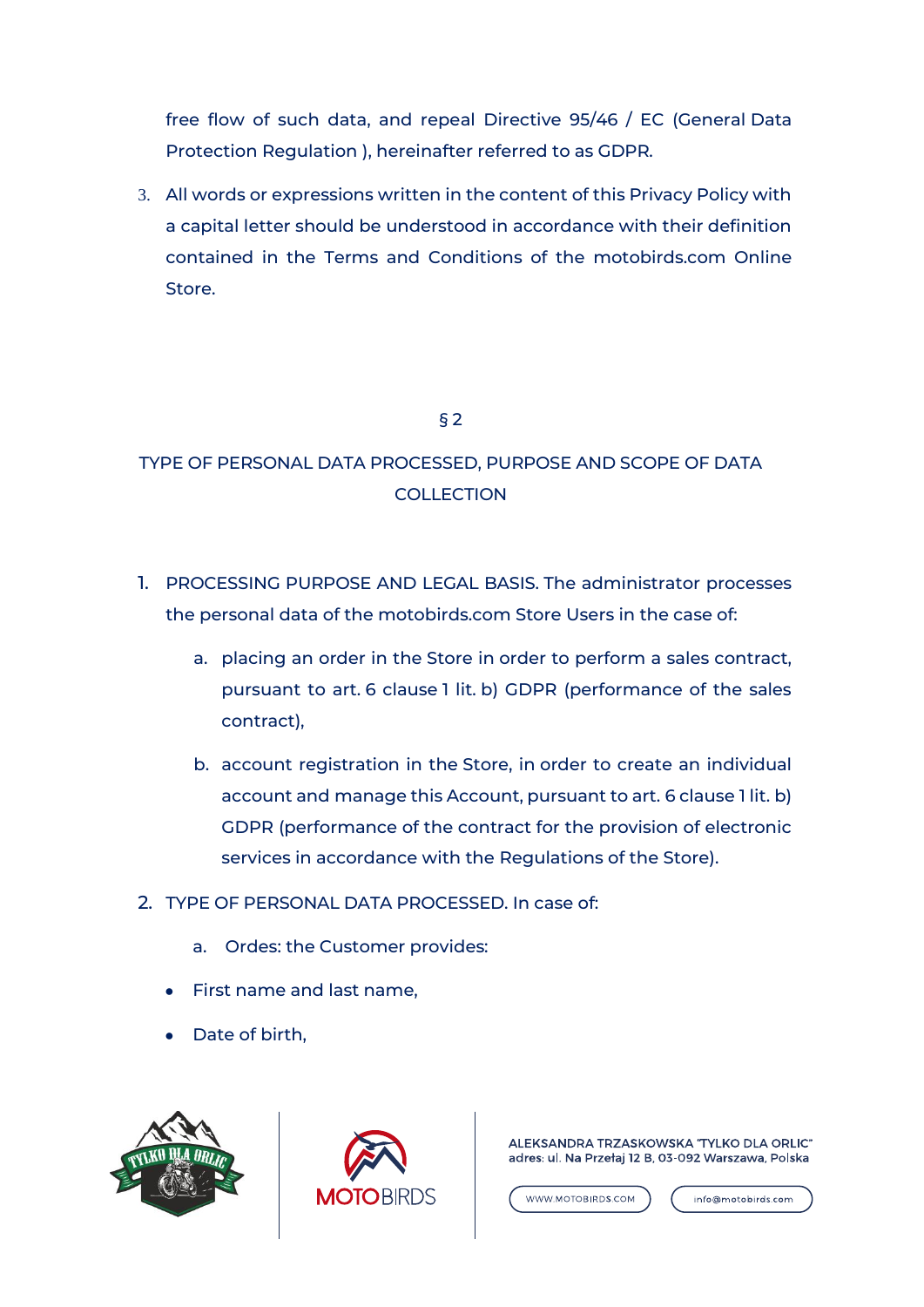free flow of such data, and repeal Directive 95/46 / EC (General Data Protection Regulation ), hereinafter referred to as GDPR.

3. All words or expressions written in the content of this Privacy Policy with a capital letter should be understood in accordance with their definition contained in the Terms and Conditions of the motobirds.com Online Store.

## § 2

## TYPE OF PERSONAL DATA PROCESSED, PURPOSE AND SCOPE OF DATA COLLECTION

1. PROCESSING PURPOSE AND LEGAL BASIS. The administrator processes the personal data of the motobirds.com Store Users in the case of:
    a. placing an order in the Store in order to perform a sales contract, pursuant to art. 6 clause 1 lit. b) GDPR (performance of the sales contract),
    b. account registration in the Store, in order to create an individual account and manage this Account, pursuant to art. 6 clause 1 lit. b) GDPR (performance of the contract for the provision of electronic services in accordance with the Regulations of the Store).
2. TYPE OF PERSONAL DATA PROCESSED. In case of:
    a. Ordes: the Customer provides:

- First name and last name,
- Date of birth,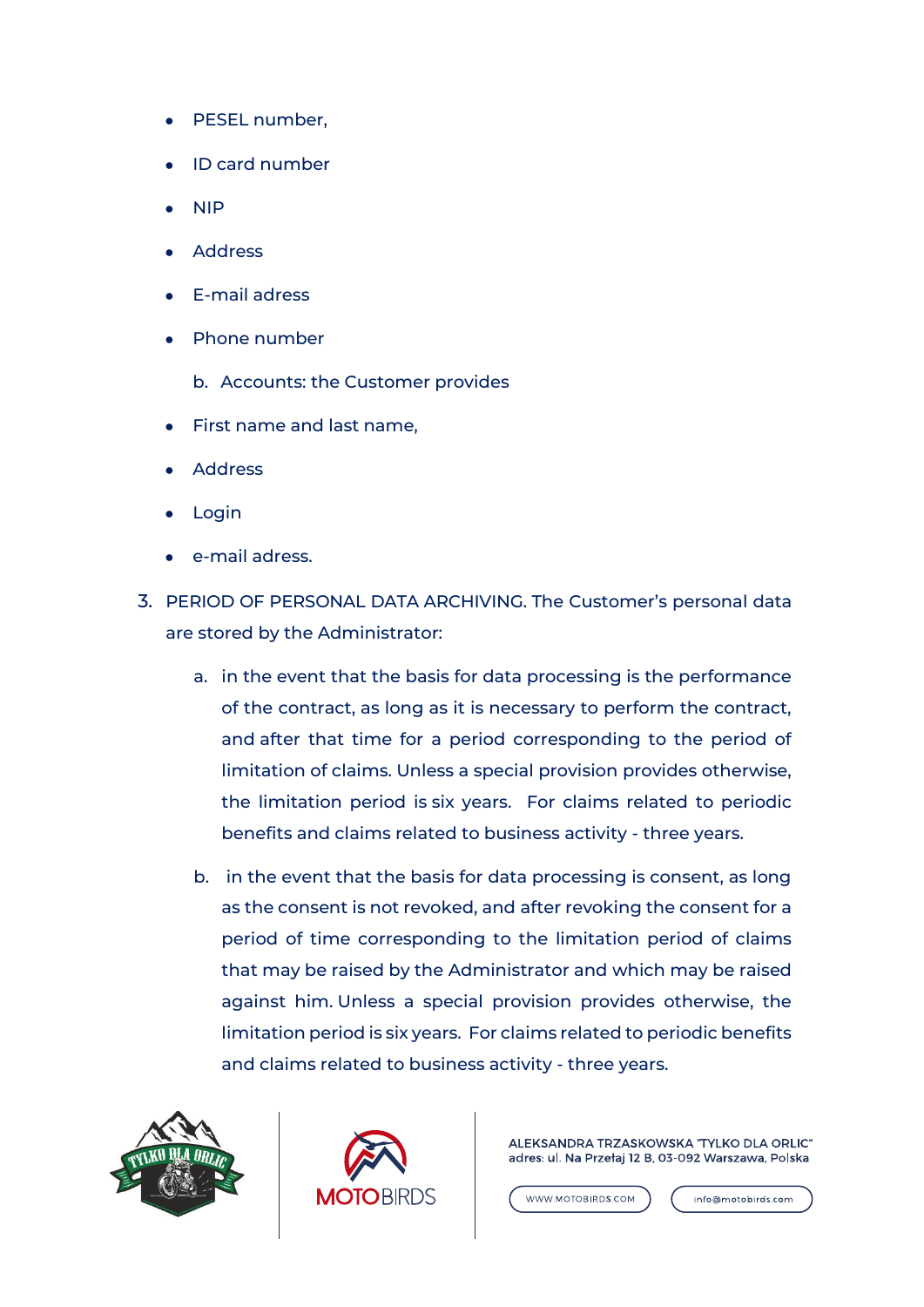- PESEL number,
- ID card number
- NIP
- Address
- E-mail adress
- Phone number

b. Accounts: the Customer provides

- First name and last name,
- Address
- Login
- e-mail adress.

3. PERIOD OF PERSONAL DATA ARCHIVING. The Customer's personal data are stored by the Administrator:

   a. in the event that the basis for data processing is the performance of the contract, as long as it is necessary to perform the contract, and after that time for a period corresponding to the period of limitation of claims. Unless a special provision provides otherwise, the limitation period is six years. For claims related to periodic benefits and claims related to business activity - three years.

   b. in the event that the basis for data processing is consent, as long as the consent is not revoked, and after revoking the consent for a period of time corresponding to the limitation period of claims that may be raised by the Administrator and which may be raised against him. Unless a special provision provides otherwise, the limitation period is six years. For claims related to periodic benefits and claims related to business activity - three years.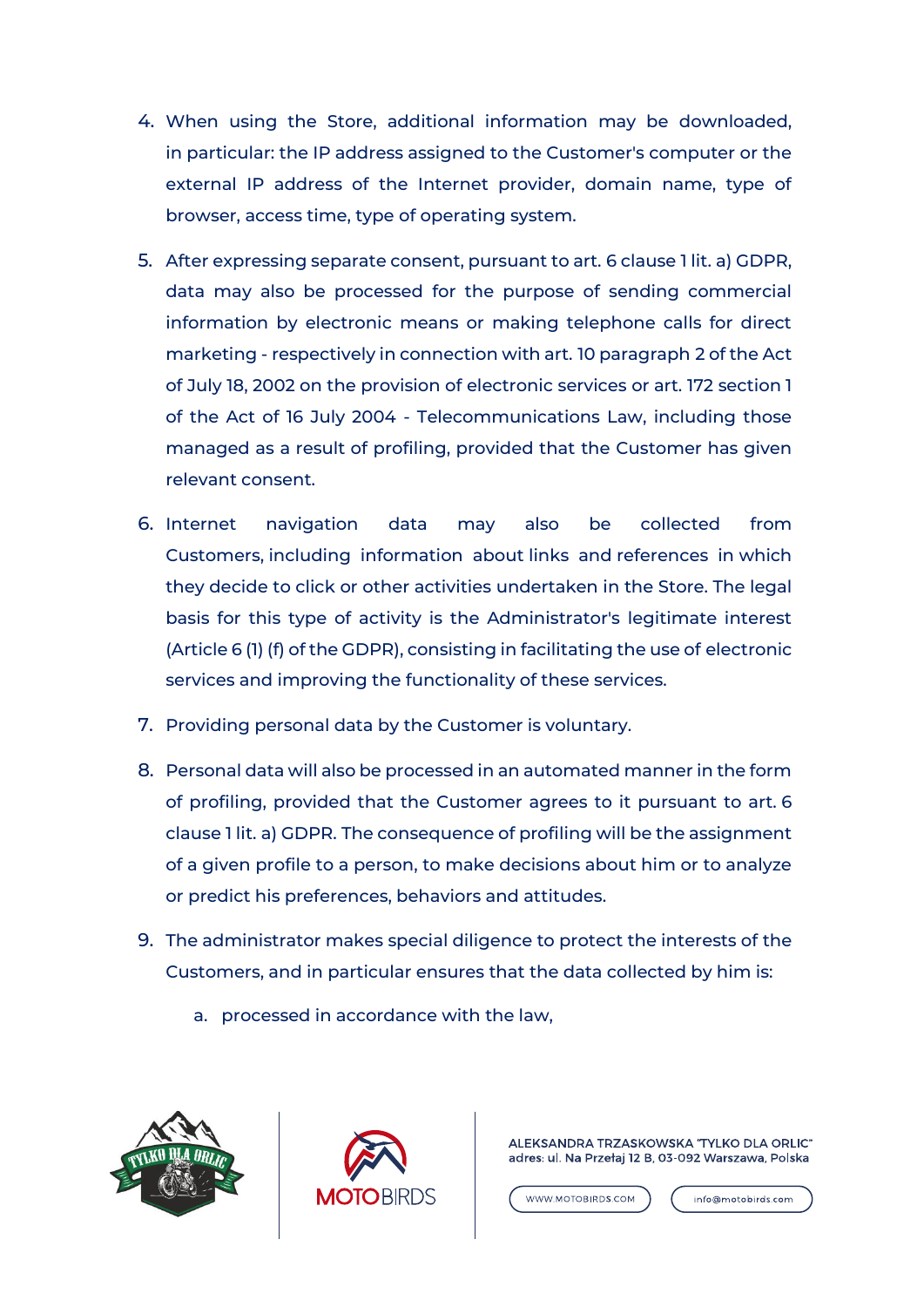4. When using the Store, additional information may be downloaded, in particular: the IP address assigned to the Customer's computer or the external IP address of the Internet provider, domain name, type of browser, access time, type of operating system.

5. After expressing separate consent, pursuant to art. 6 clause 1 lit. a) GDPR, data may also be processed for the purpose of sending commercial information by electronic means or making telephone calls for direct marketing - respectively in connection with art. 10 paragraph 2 of the Act of July 18, 2002 on the provision of electronic services or art. 172 section 1 of the Act of 16 July 2004 - Telecommunications Law, including those managed as a result of profiling, provided that the Customer has given relevant consent.

6. Internet navigation data may also be collected from Customers, including information about links and references in which they decide to click or other activities undertaken in the Store. The legal basis for this type of activity is the Administrator's legitimate interest (Article 6 (1) (f) of the GDPR), consisting in facilitating the use of electronic services and improving the functionality of these services.

7. Providing personal data by the Customer is voluntary.

8. Personal data will also be processed in an automated manner in the form of profiling, provided that the Customer agrees to it pursuant to art. 6 clause 1 lit. a) GDPR. The consequence of profiling will be the assignment of a given profile to a person, to make decisions about him or to analyze or predict his preferences, behaviors and attitudes.

9. The administrator makes special diligence to protect the interests of the Customers, and in particular ensures that the data collected by him is:

   a. processed in accordance with the law,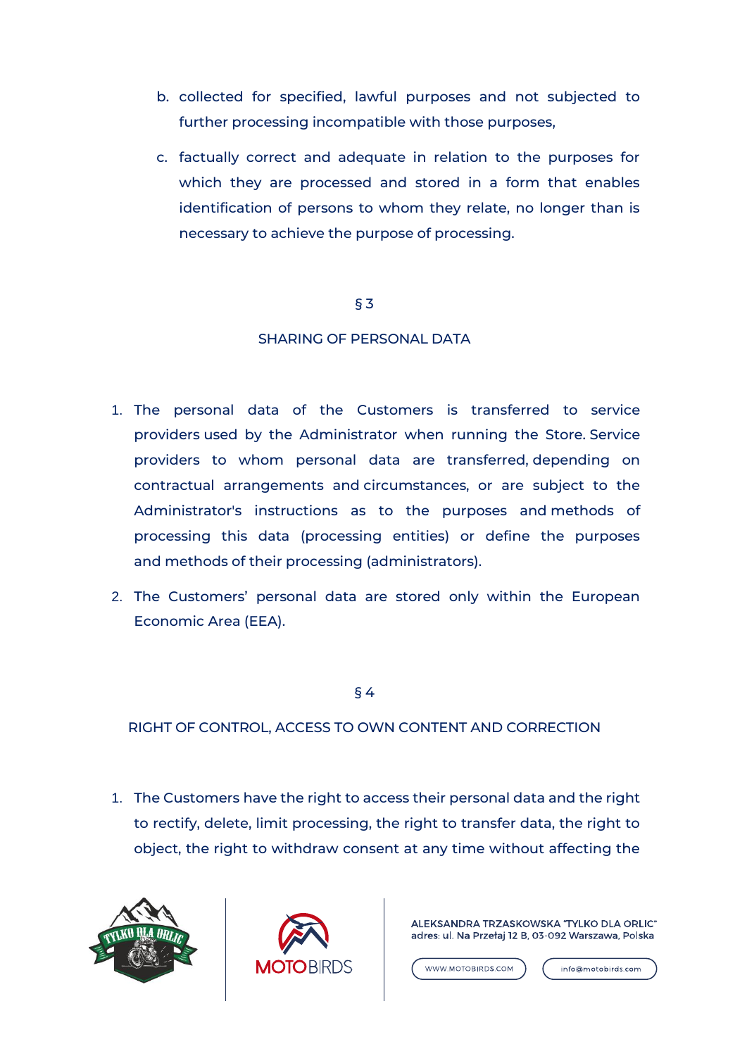b. collected for specified, lawful purposes and not subjected to further processing incompatible with those purposes,

c. factually correct and adequate in relation to the purposes for which they are processed and stored in a form that enables identification of persons to whom they relate, no longer than is necessary to achieve the purpose of processing.

## § 3

## SHARING OF PERSONAL DATA

1. The personal data of the Customers is transferred to service providers used by the Administrator when running the Store. Service providers to whom personal data are transferred, depending on contractual arrangements and circumstances, or are subject to the Administrator's instructions as to the purposes and methods of processing this data (processing entities) or define the purposes and methods of their processing (administrators).
2. The Customers' personal data are stored only within the European Economic Area (EEA).

## § 4

## RIGHT OF CONTROL, ACCESS TO OWN CONTENT AND CORRECTION

1. The Customers have the right to access their personal data and the right to rectify, delete, limit processing, the right to transfer data, the right to object, the right to withdraw consent at any time without affecting the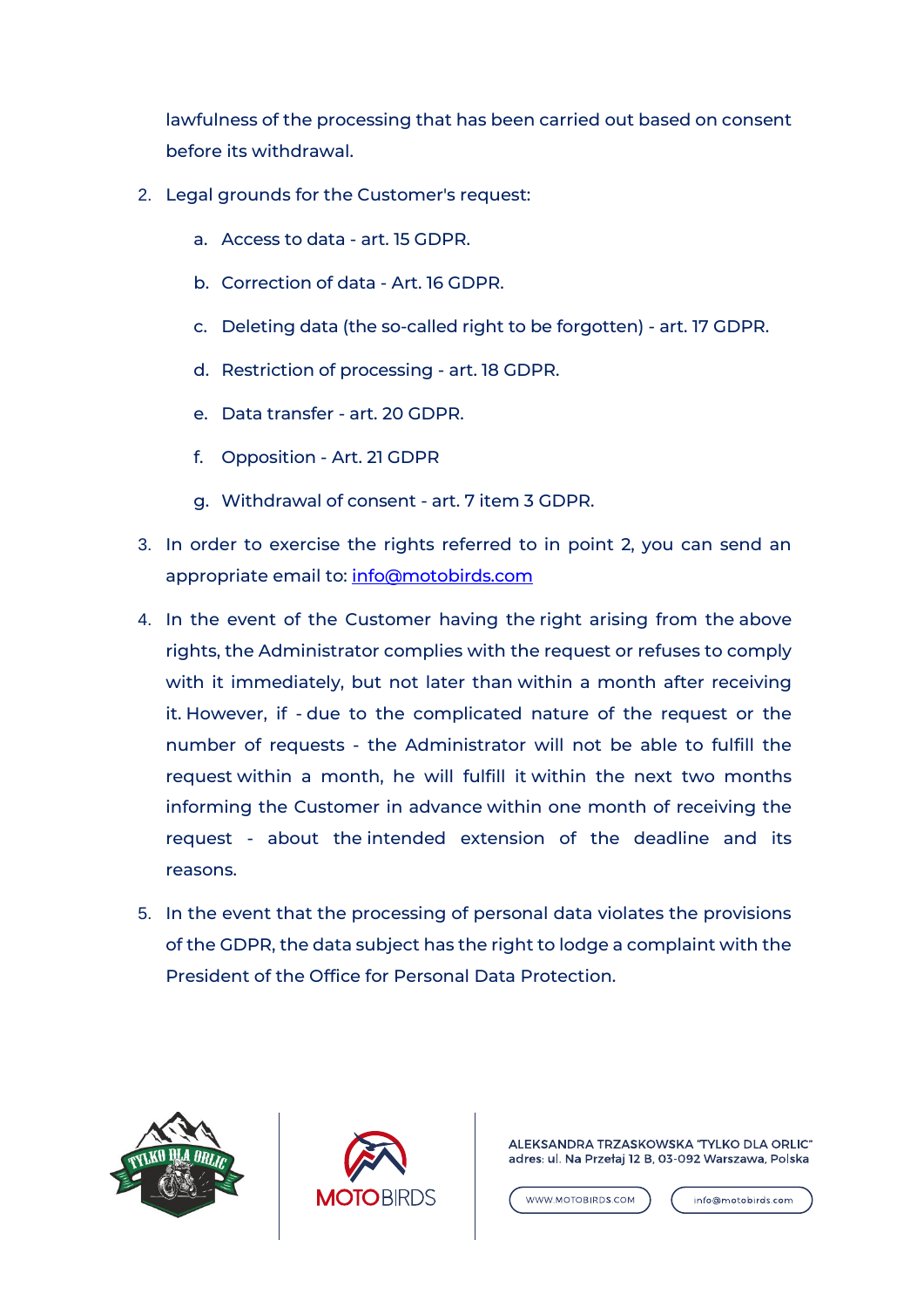lawfulness of the processing that has been carried out based on consent before its withdrawal.

2. Legal grounds for the Customer's request:
   a. Access to data - art. 15 GDPR.
   b. Correction of data - Art. 16 GDPR.
   c. Deleting data (the so-called right to be forgotten) - art. 17 GDPR.
   d. Restriction of processing - art. 18 GDPR.
   e. Data transfer - art. 20 GDPR.
   f. Opposition - Art. 21 GDPR
   g. Withdrawal of consent - art. 7 item 3 GDPR.
3. In order to exercise the rights referred to in point 2, you can send an appropriate email to: info@motobirds.com
4. In the event of the Customer having the right arising from the above rights, the Administrator complies with the request or refuses to comply with it immediately, but not later than within a month after receiving it. However, if - due to the complicated nature of the request or the number of requests - the Administrator will not be able to fulfill the request within a month, he will fulfill it within the next two months informing the Customer in advance within one month of receiving the request - about the intended extension of the deadline and its reasons.
5. In the event that the processing of personal data violates the provisions of the GDPR, the data subject has the right to lodge a complaint with the President of the Office for Personal Data Protection.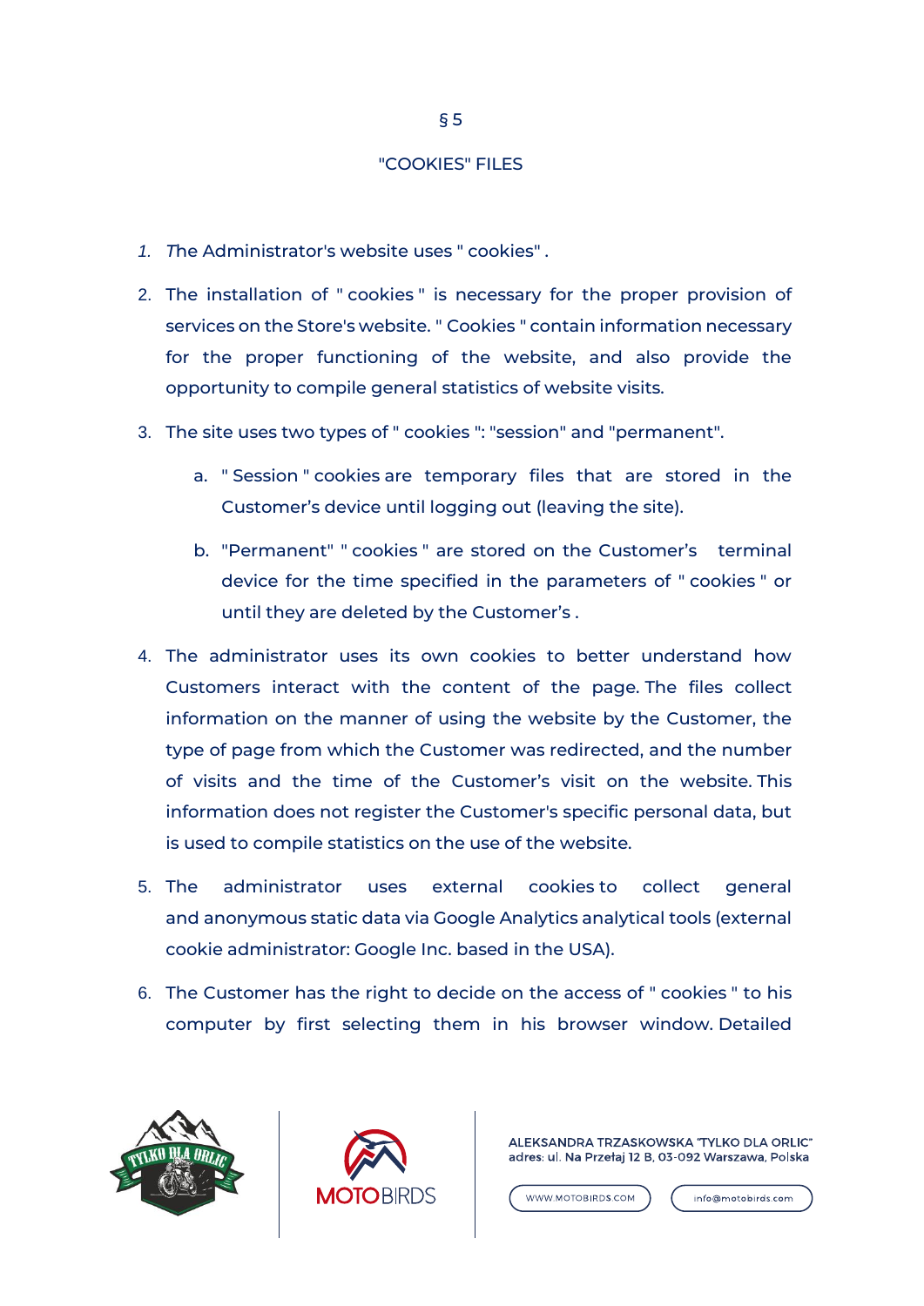§ 5

"COOKIES" FILES

1. The Administrator's website uses " cookies" .
2. The installation of " cookies " is necessary for the proper provision of services on the Store's website. " Cookies " contain information necessary for the proper functioning of the website, and also provide the opportunity to compile general statistics of website visits.
3. The site uses two types of " cookies ": "session" and "permanent".
   a. " Session " cookies are temporary files that are stored in the Customer's device until logging out (leaving the site).
   b. "Permanent" " cookies " are stored on the Customer's terminal device for the time specified in the parameters of " cookies " or until they are deleted by the Customer's .
4. The administrator uses its own cookies to better understand how Customers interact with the content of the page. The files collect information on the manner of using the website by the Customer, the type of page from which the Customer was redirected, and the number of visits and the time of the Customer's visit on the website. This information does not register the Customer's specific personal data, but is used to compile statistics on the use of the website.
5. The administrator uses external cookies to collect general and anonymous static data via Google Analytics analytical tools (external cookie administrator: Google Inc. based in the USA).
6. The Customer has the right to decide on the access of " cookies " to his computer by first selecting them in his browser window. Detailed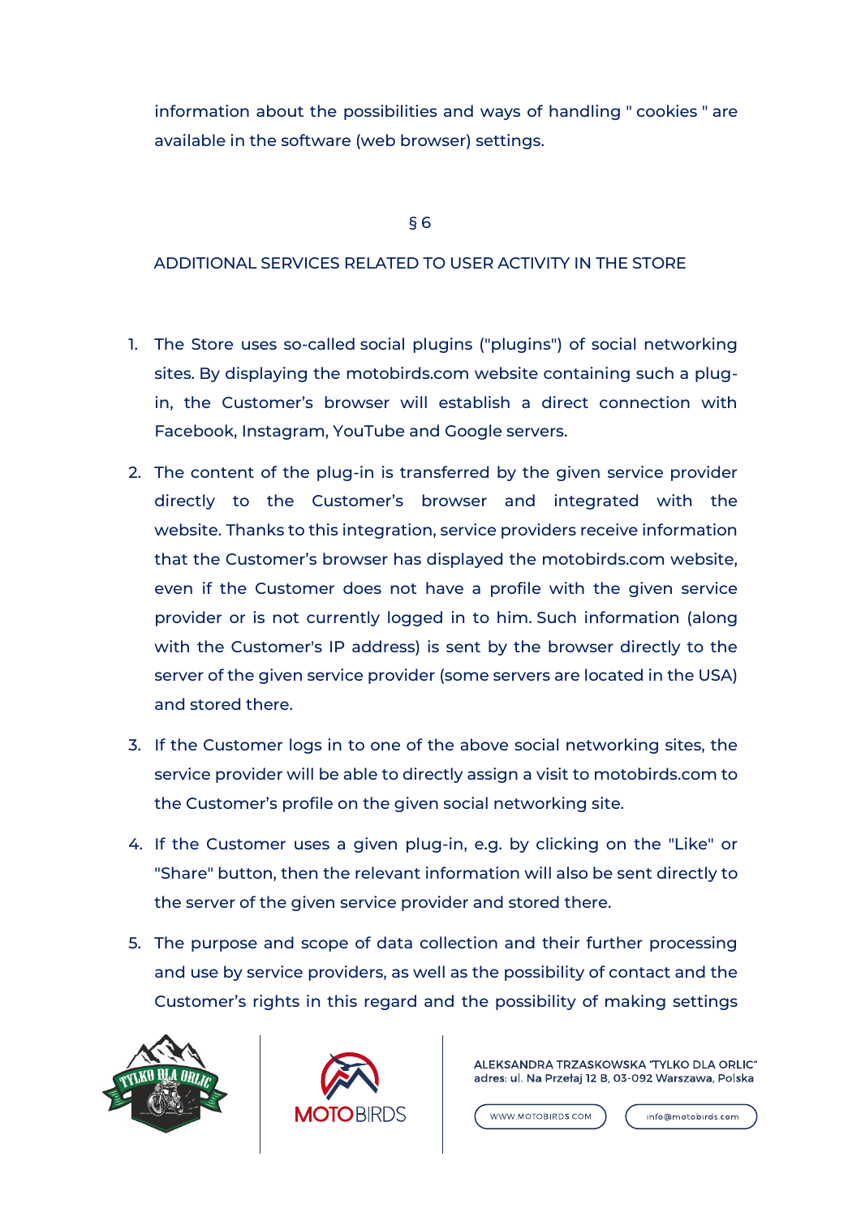information about the possibilities and ways of handling " cookies " are available in the software (web browser) settings.

§ 6

## ADDITIONAL SERVICES RELATED TO USER ACTIVITY IN THE STORE

1. The Store uses so-called social plugins ("plugins") of social networking sites. By displaying the motobirds.com website containing such a plug-in, the Customer's browser will establish a direct connection with Facebook, Instagram, YouTube and Google servers.
2. The content of the plug-in is transferred by the given service provider directly to the Customer's browser and integrated with the website. Thanks to this integration, service providers receive information that the Customer's browser has displayed the motobirds.com website, even if the Customer does not have a profile with the given service provider or is not currently logged in to him. Such information (along with the Customer's IP address) is sent by the browser directly to the server of the given service provider (some servers are located in the USA) and stored there.
3. If the Customer logs in to one of the above social networking sites, the service provider will be able to directly assign a visit to motobirds.com to the Customer's profile on the given social networking site.
4. If the Customer uses a given plug-in, e.g. by clicking on the "Like" or "Share" button, then the relevant information will also be sent directly to the server of the given service provider and stored there.
5. The purpose and scope of data collection and their further processing and use by service providers, as well as the possibility of contact and the Customer's rights in this regard and the possibility of making settings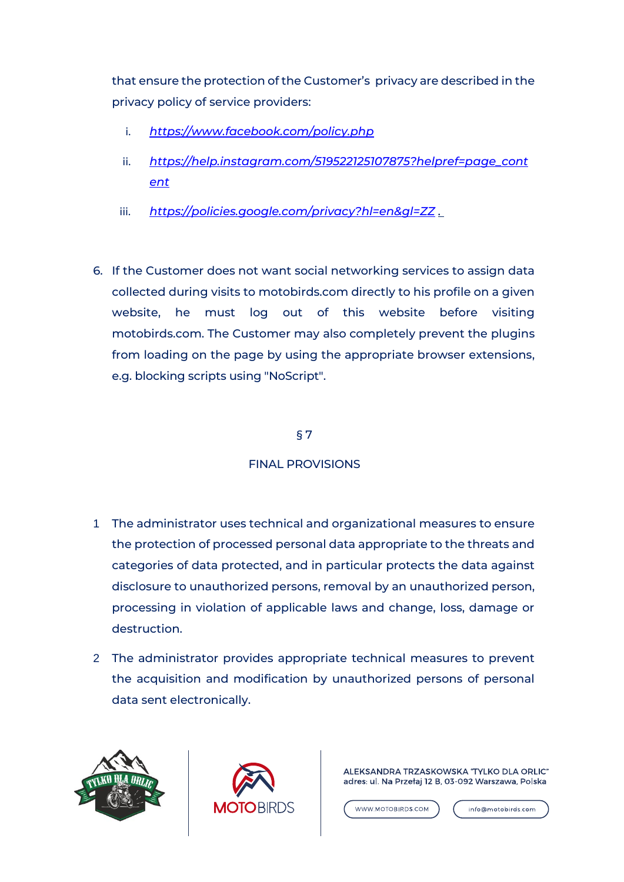that ensure the protection of the Customer's privacy are described in the privacy policy of service providers:

i. *https://www.facebook.com/policy.php*

ii. *https://help.instagram.com/519522125107875?helpref=page_content*

iii. *https://policies.google.com/privacy?hl=en&gl=ZZ* .

6. If the Customer does not want social networking services to assign data collected during visits to motobirds.com directly to his profile on a given website, he must log out of this website before visiting motobirds.com. The Customer may also completely prevent the plugins from loading on the page by using the appropriate browser extensions, e.g. blocking scripts using "NoScript".

## § 7

## FINAL PROVISIONS

1 The administrator uses technical and organizational measures to ensure the protection of processed personal data appropriate to the threats and categories of data protected, and in particular protects the data against disclosure to unauthorized persons, removal by an unauthorized person, processing in violation of applicable laws and change, loss, damage or destruction.

2 The administrator provides appropriate technical measures to prevent the acquisition and modification by unauthorized persons of personal data sent electronically.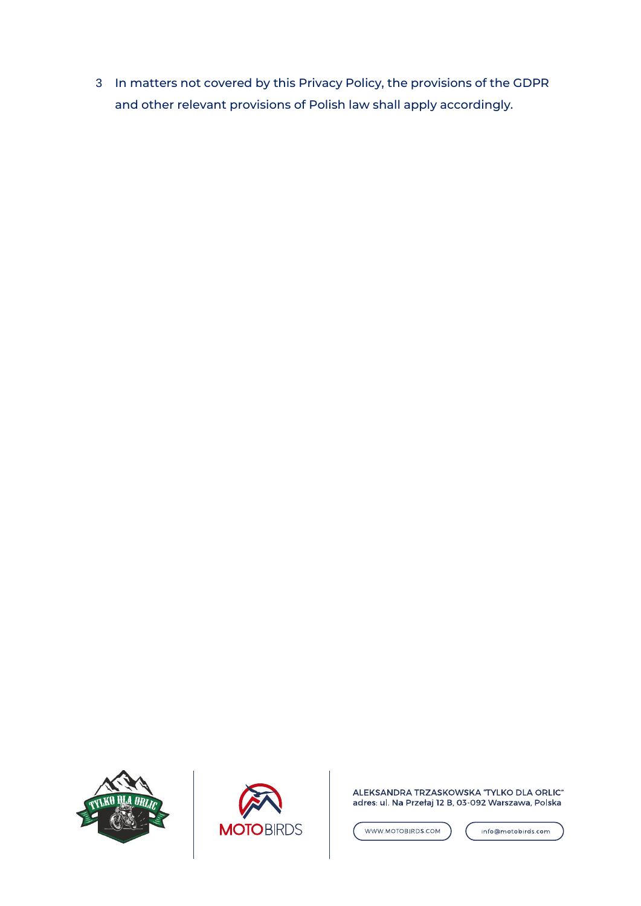3. In matters not covered by this Privacy Policy, the provisions of the GDPR and other relevant provisions of Polish law shall apply accordingly.